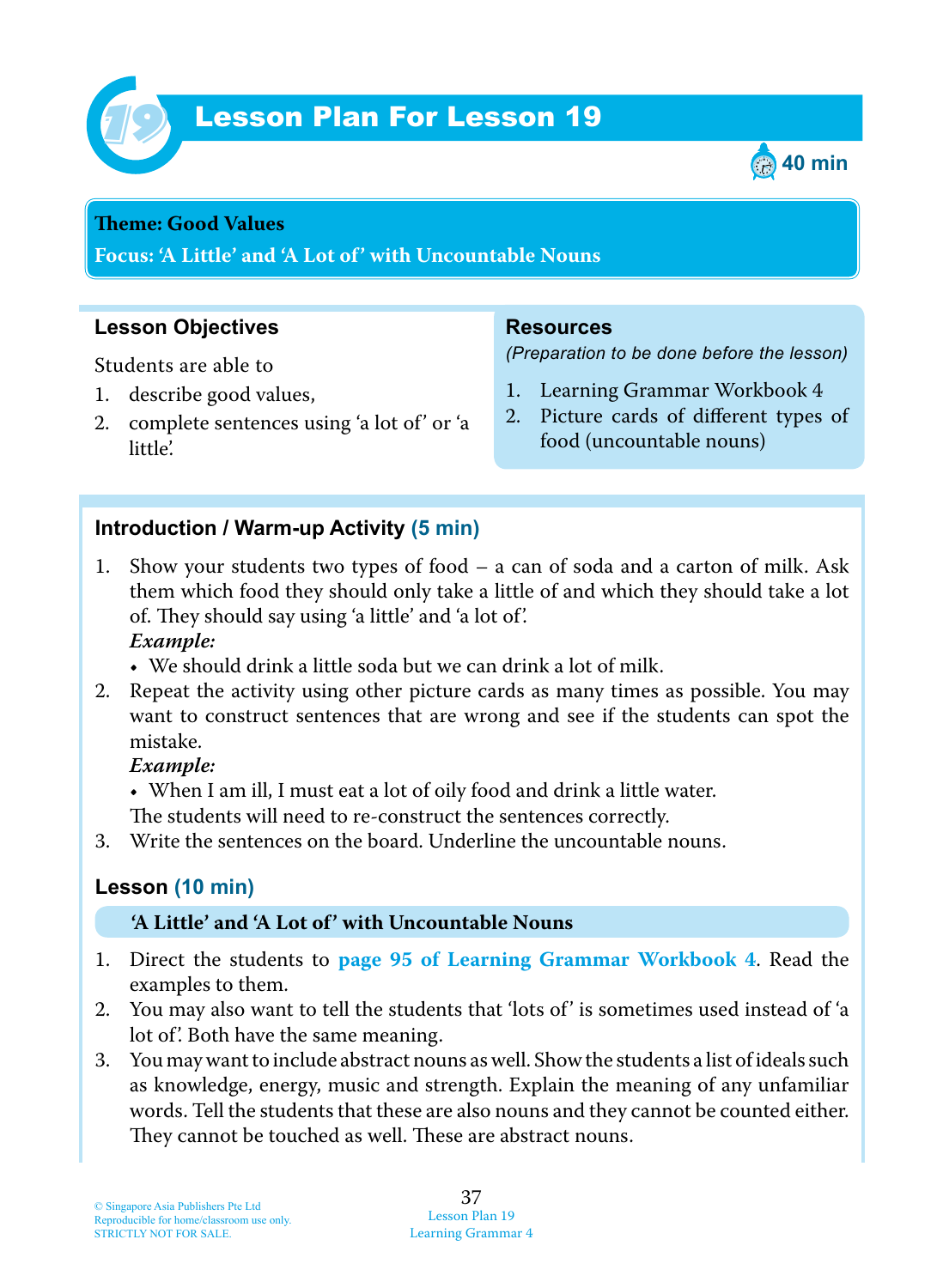# Lesson Plan For Lesson 19

40 min

**Theme: Good Values**

**Focus: 'A Little' and 'A Lot of' with Uncountable Nouns**

## Lesson Objectives

Students are able to

1. describe good values,
2. complete sentences using 'a lot of' or 'a little'.

## Resources

*(Preparation to be done before the lesson)*

1. Learning Grammar Workbook 4
2. Picture cards of different types of food (uncountable nouns)

## Introduction / Warm-up Activity (5 min)

1. Show your students two types of food – a can of soda and a carton of milk. Ask them which food they should only take a little of and which they should take a lot of. They should say using 'a little' and 'a lot of'.
   ***Example:***
   - We should drink a little soda but we can drink a lot of milk.
2. Repeat the activity using other picture cards as many times as possible. You may want to construct sentences that are wrong and see if the students can spot the mistake.
   ***Example:***
   - When I am ill, I must eat a lot of oily food and drink a little water.

   The students will need to re-construct the sentences correctly.
3. Write the sentences on the board. Underline the uncountable nouns.

## Lesson (10 min)

**'A Little' and 'A Lot of' with Uncountable Nouns**

1. Direct the students to **page 95 of Learning Grammar Workbook 4**. Read the examples to them.
2. You may also want to tell the students that 'lots of' is sometimes used instead of 'a lot of'. Both have the same meaning.
3. You may want to include abstract nouns as well. Show the students a list of ideals such as knowledge, energy, music and strength. Explain the meaning of any unfamiliar words. Tell the students that these are also nouns and they cannot be counted either. They cannot be touched as well. These are abstract nouns.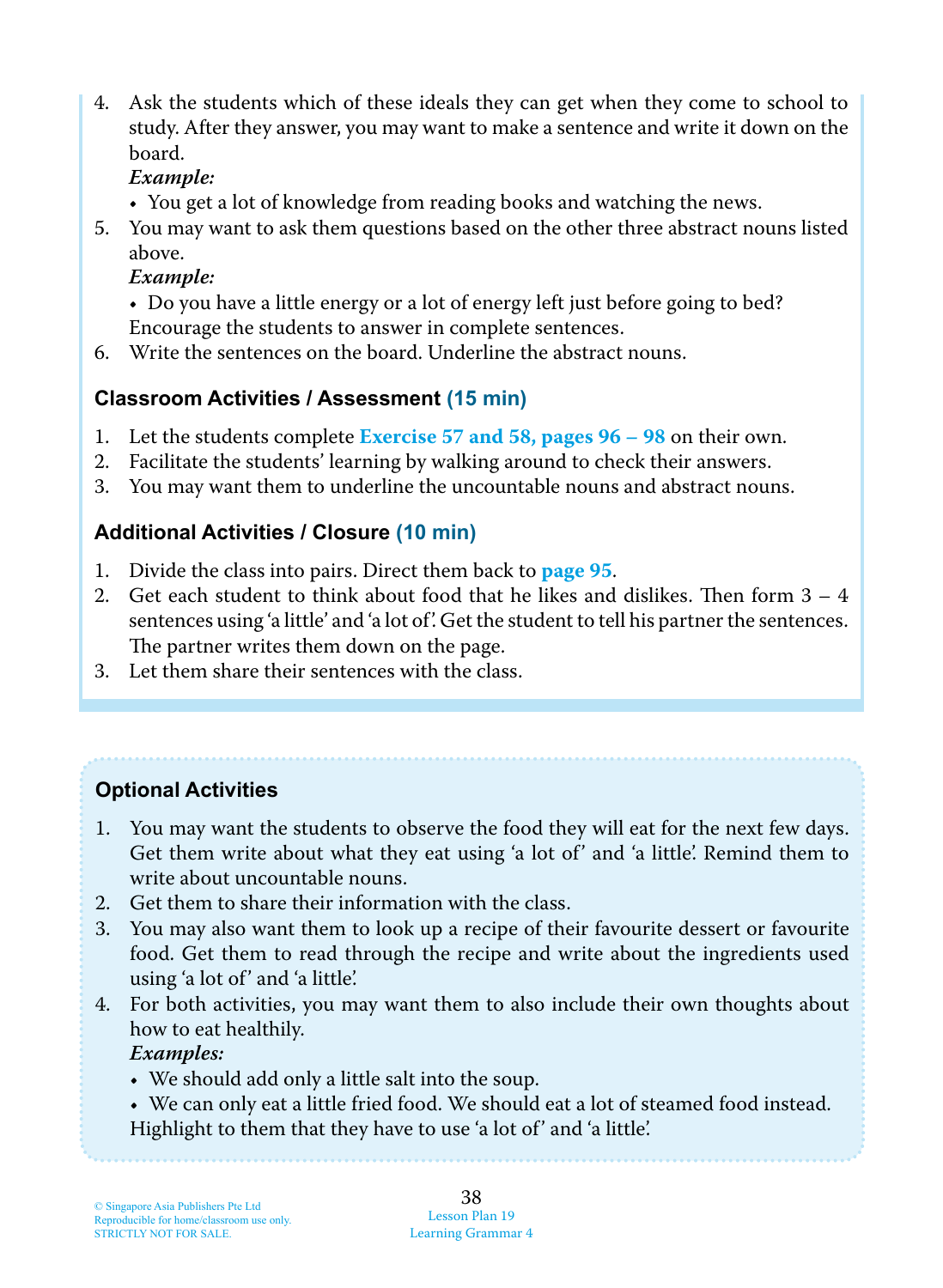4. Ask the students which of these ideals they can get when they come to school to study. After they answer, you may want to make a sentence and write it down on the board.

   ***Example:***

   - You get a lot of knowledge from reading books and watching the news.
5. You may want to ask them questions based on the other three abstract nouns listed above.

   ***Example:***

   - Do you have a little energy or a lot of energy left just before going to bed?

   Encourage the students to answer in complete sentences.
6. Write the sentences on the board. Underline the abstract nouns.

### Classroom Activities / Assessment (15 min)

1. Let the students complete **Exercise 57 and 58, pages 96 – 98** on their own.
2. Facilitate the students' learning by walking around to check their answers.
3. You may want them to underline the uncountable nouns and abstract nouns.

### Additional Activities / Closure (10 min)

1. Divide the class into pairs. Direct them back to **page 95**.
2. Get each student to think about food that he likes and dislikes. Then form 3 – 4 sentences using 'a little' and 'a lot of'. Get the student to tell his partner the sentences. The partner writes them down on the page.
3. Let them share their sentences with the class.

### Optional Activities

1. You may want the students to observe the food they will eat for the next few days. Get them write about what they eat using 'a lot of' and 'a little'. Remind them to write about uncountable nouns.
2. Get them to share their information with the class.
3. You may also want them to look up a recipe of their favourite dessert or favourite food. Get them to read through the recipe and write about the ingredients used using 'a lot of' and 'a little'.
4. For both activities, you may want them to also include their own thoughts about how to eat healthily.

   ***Examples:***

   - We should add only a little salt into the soup.
   - We can only eat a little fried food. We should eat a lot of steamed food instead.

   Highlight to them that they have to use 'a lot of' and 'a little'.